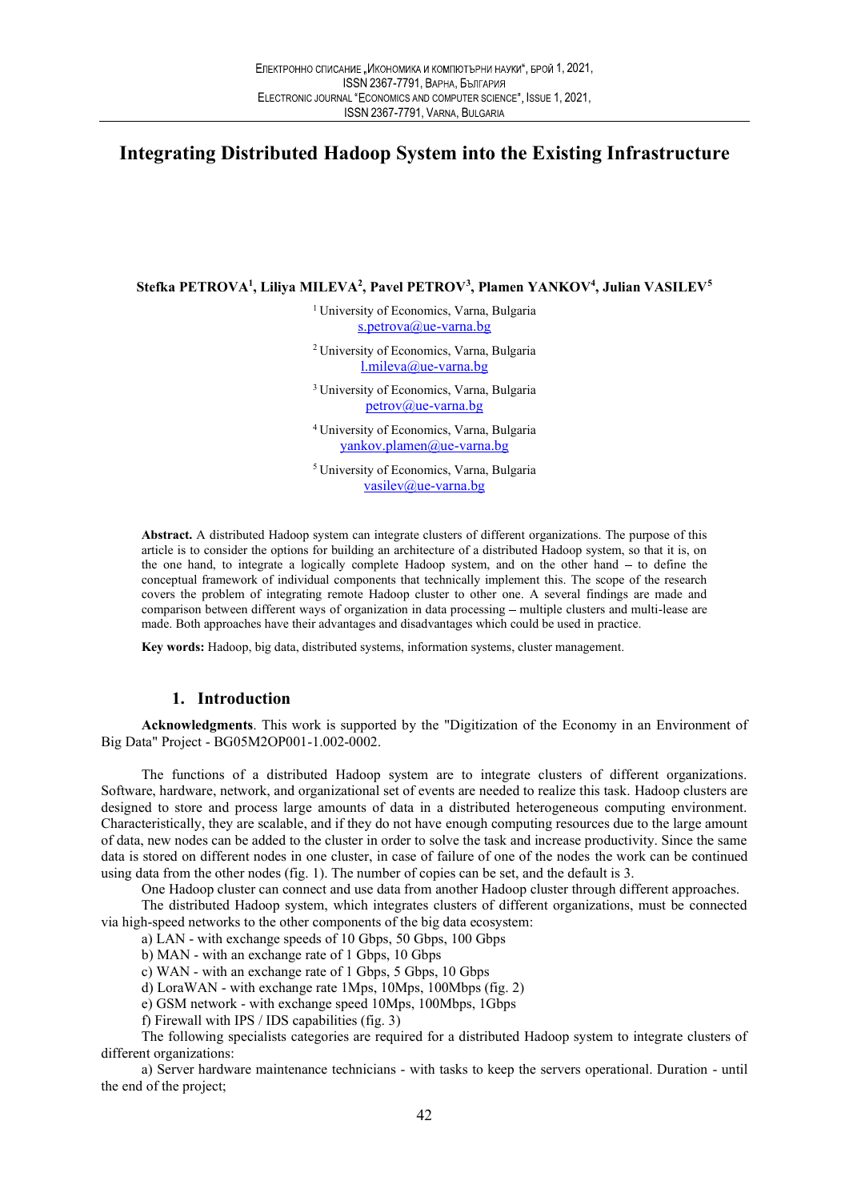# Integrating Distributed Hadoop System into the Existing Infrastructure

**Stefka PETROVA[1], Liliya MILEVA[2], Pavel PETROV[3], Plamen YANKOV[4], Julian VASILEV[5]**

[1] University of Economics, Varna, Bulgaria
s.petrova@ue-varna.bg

[2] University of Economics, Varna, Bulgaria
l.mileva@ue-varna.bg

[3] University of Economics, Varna, Bulgaria
petrov@ue-varna.bg

[4] University of Economics, Varna, Bulgaria
yankov.plamen@ue-varna.bg

[5] University of Economics, Varna, Bulgaria
vasilev@ue-varna.bg

**Abstract.** A distributed Hadoop system can integrate clusters of different organizations. The purpose of this article is to consider the options for building an architecture of a distributed Hadoop system, so that it is, on the one hand, to integrate a logically complete Hadoop system, and on the other hand – to define the conceptual framework of individual components that technically implement this. The scope of the research covers the problem of integrating remote Hadoop cluster to other one. A several findings are made and comparison between different ways of organization in data processing – multiple clusters and multi-lease are made. Both approaches have their advantages and disadvantages which could be used in practice.

**Key words:** Hadoop, big data, distributed systems, information systems, cluster management.

## 1. Introduction

**Acknowledgments**. This work is supported by the "Digitization of the Economy in an Environment of Big Data" Project - BG05M2OP001-1.002-0002.

The functions of a distributed Hadoop system are to integrate clusters of different organizations. Software, hardware, network, and organizational set of events are needed to realize this task. Hadoop clusters are designed to store and process large amounts of data in a distributed heterogeneous computing environment. Characteristically, they are scalable, and if they do not have enough computing resources due to the large amount of data, new nodes can be added to the cluster in order to solve the task and increase productivity. Since the same data is stored on different nodes in one cluster, in case of failure of one of the nodes the work can be continued using data from the other nodes (fig. 1). The number of copies can be set, and the default is 3.

One Hadoop cluster can connect and use data from another Hadoop cluster through different approaches.

The distributed Hadoop system, which integrates clusters of different organizations, must be connected via high-speed networks to the other components of the big data ecosystem:

a) LAN - with exchange speeds of 10 Gbps, 50 Gbps, 100 Gbps

b) MAN - with an exchange rate of 1 Gbps, 10 Gbps

c) WAN - with an exchange rate of 1 Gbps, 5 Gbps, 10 Gbps

d) LoraWAN - with exchange rate 1Mps, 10Mps, 100Mbps (fig. 2)

e) GSM network - with exchange speed 10Mps, 100Mbps, 1Gbps

f) Firewall with IPS / IDS capabilities (fig. 3)

The following specialists categories are required for a distributed Hadoop system to integrate clusters of different organizations:

a) Server hardware maintenance technicians - with tasks to keep the servers operational. Duration - until the end of the project;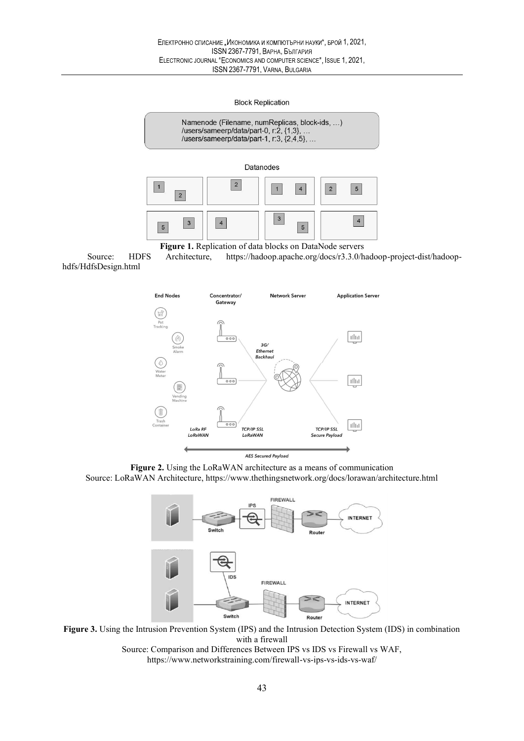Block Replication

Namenode (Filename, numReplicas, block-ids, ...)
/users/sameerp/data/part-0, r:2, {1,3}, ...
/users/sameerp/data/part-1, r:3, {2,4,5}, ...

Datanodes

1 2 | 2 | 1 4 | 2 5
5 3 | 4 | 3 5 | 4

**Figure 1.** Replication of data blocks on DataNode servers
Source: HDFS Architecture, https://hadoop.apache.org/docs/r3.3.0/hadoop-project-dist/hadoop-hdfs/HdfsDesign.html

End Nodes
Concentrator/ Gateway
Network Server
Application Server
Pet Tracking
Smoke Alarm
Water Meter
Vending Machine
Trash Container
3G/ Ethernet Backhaul
LoRa RF LoRaWAN
TCP/IP SSL LoRaWAN
TCP/IP SSL Secure Payload
AES Secured Payload

**Figure 2.** Using the LoRaWAN architecture as a means of communication
Source: LoRaWAN Architecture, https://www.thethingsnetwork.org/docs/lorawan/architecture.html

IPS
FIREWALL
Switch
Router
INTERNET
IDS
FIREWALL
Switch
Router
INTERNET

**Figure 3.** Using the Intrusion Prevention System (IPS) and the Intrusion Detection System (IDS) in combination with a firewall
Source: Comparison and Differences Between IPS vs IDS vs Firewall vs WAF, https://www.networkstraining.com/firewall-vs-ips-vs-ids-vs-waf/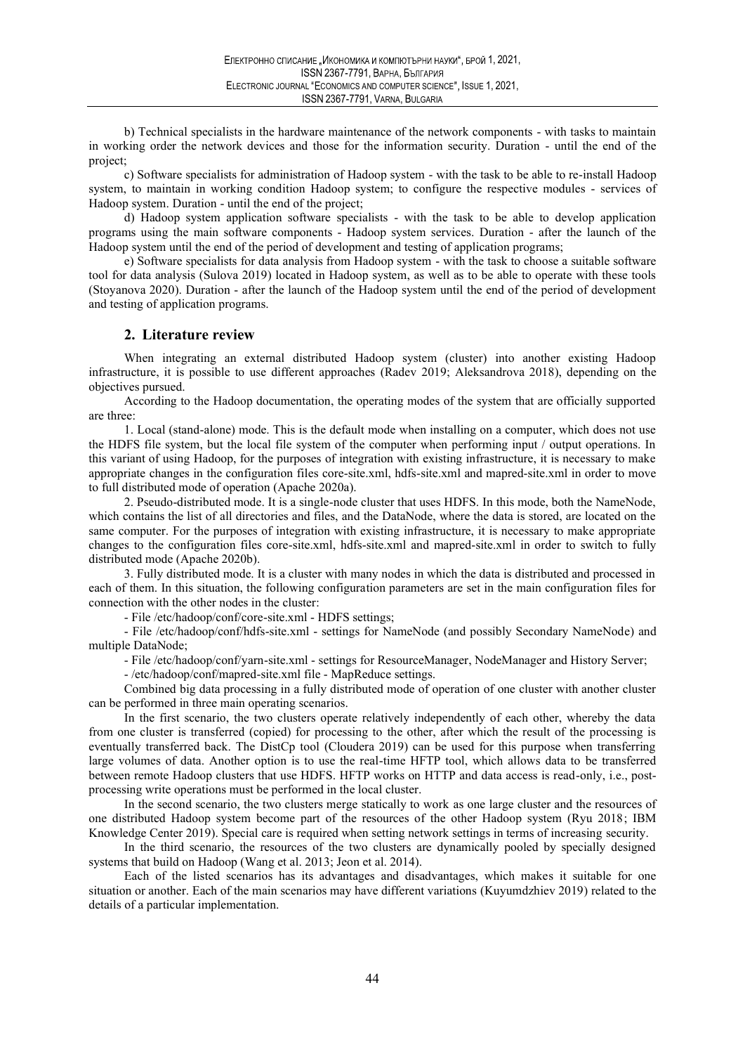b) Technical specialists in the hardware maintenance of the network components - with tasks to maintain in working order the network devices and those for the information security. Duration - until the end of the project;

c) Software specialists for administration of Hadoop system - with the task to be able to re-install Hadoop system, to maintain in working condition Hadoop system; to configure the respective modules - services of Hadoop system. Duration - until the end of the project;

d) Hadoop system application software specialists - with the task to be able to develop application programs using the main software components - Hadoop system services. Duration - after the launch of the Hadoop system until the end of the period of development and testing of application programs;

e) Software specialists for data analysis from Hadoop system - with the task to choose a suitable software tool for data analysis (Sulova 2019) located in Hadoop system, as well as to be able to operate with these tools (Stoyanova 2020). Duration - after the launch of the Hadoop system until the end of the period of development and testing of application programs.

## 2. Literature review

When integrating an external distributed Hadoop system (cluster) into another existing Hadoop infrastructure, it is possible to use different approaches (Radev 2019; Aleksandrova 2018), depending on the objectives pursued.

According to the Hadoop documentation, the operating modes of the system that are officially supported are three:

1. Local (stand-alone) mode. This is the default mode when installing on a computer, which does not use the HDFS file system, but the local file system of the computer when performing input / output operations. In this variant of using Hadoop, for the purposes of integration with existing infrastructure, it is necessary to make appropriate changes in the configuration files core-site.xml, hdfs-site.xml and mapred-site.xml in order to move to full distributed mode of operation (Apache 2020a).

2. Pseudo-distributed mode. It is a single-node cluster that uses HDFS. In this mode, both the NameNode, which contains the list of all directories and files, and the DataNode, where the data is stored, are located on the same computer. For the purposes of integration with existing infrastructure, it is necessary to make appropriate changes to the configuration files core-site.xml, hdfs-site.xml and mapred-site.xml in order to switch to fully distributed mode (Apache 2020b).

3. Fully distributed mode. It is a cluster with many nodes in which the data is distributed and processed in each of them. In this situation, the following configuration parameters are set in the main configuration files for connection with the other nodes in the cluster:

- File /etc/hadoop/conf/core-site.xml - HDFS settings;
- File /etc/hadoop/conf/hdfs-site.xml - settings for NameNode (and possibly Secondary NameNode) and multiple DataNode;
- File /etc/hadoop/conf/yarn-site.xml - settings for ResourceManager, NodeManager and History Server;
- /etc/hadoop/conf/mapred-site.xml file - MapReduce settings.

Combined big data processing in a fully distributed mode of operation of one cluster with another cluster can be performed in three main operating scenarios.

In the first scenario, the two clusters operate relatively independently of each other, whereby the data from one cluster is transferred (copied) for processing to the other, after which the result of the processing is eventually transferred back. The DistCp tool (Cloudera 2019) can be used for this purpose when transferring large volumes of data. Another option is to use the real-time HFTP tool, which allows data to be transferred between remote Hadoop clusters that use HDFS. HFTP works on HTTP and data access is read-only, i.e., post-processing write operations must be performed in the local cluster.

In the second scenario, the two clusters merge statically to work as one large cluster and the resources of one distributed Hadoop system become part of the resources of the other Hadoop system (Ryu 2018; IBM Knowledge Center 2019). Special care is required when setting network settings in terms of increasing security.

In the third scenario, the resources of the two clusters are dynamically pooled by specially designed systems that build on Hadoop (Wang et al. 2013; Jeon et al. 2014).

Each of the listed scenarios has its advantages and disadvantages, which makes it suitable for one situation or another. Each of the main scenarios may have different variations (Kuyumdzhiev 2019) related to the details of a particular implementation.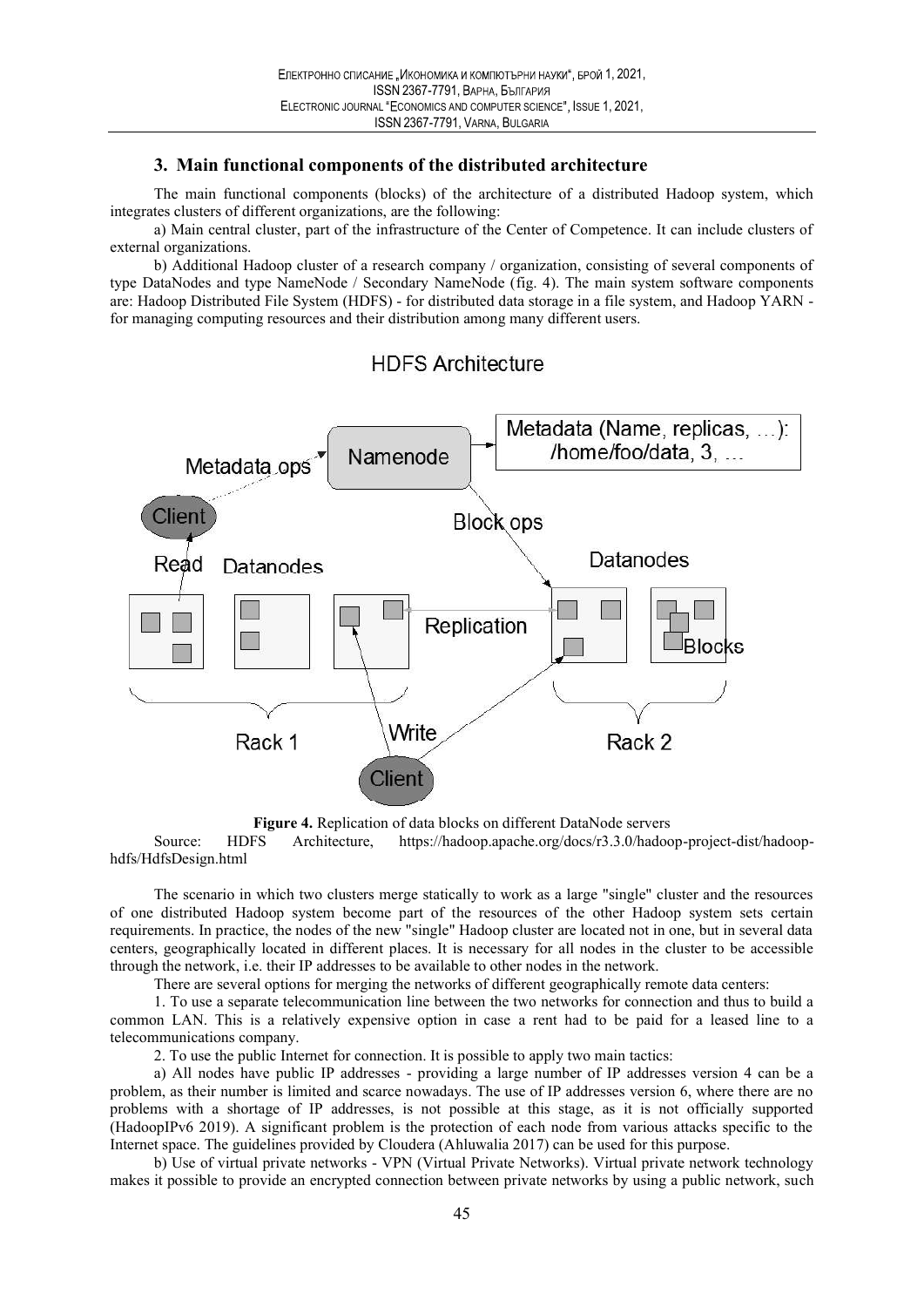## 3. Main functional components of the distributed architecture

The main functional components (blocks) of the architecture of a distributed Hadoop system, which integrates clusters of different organizations, are the following:

a) Main central cluster, part of the infrastructure of the Center of Competence. It can include clusters of external organizations.

b) Additional Hadoop cluster of a research company / organization, consisting of several components of type DataNodes and type NameNode / Secondary NameNode (fig. 4). The main system software components are: Hadoop Distributed File System (HDFS) - for distributed data storage in a file system, and Hadoop YARN - for managing computing resources and their distribution among many different users.

HDFS Architecture

Metadata ops

Namenode

Metadata (Name, replicas, …): /home/foo/data, 3, …

Client

Block ops

Read

Datanodes

Datanodes

Replication

Blocks

Rack 1

Write

Rack 2

Client

**Figure 4.** Replication of data blocks on different DataNode servers

Source: HDFS Architecture, https://hadoop.apache.org/docs/r3.3.0/hadoop-project-dist/hadoop-hdfs/HdfsDesign.html

The scenario in which two clusters merge statically to work as a large "single" cluster and the resources of one distributed Hadoop system become part of the resources of the other Hadoop system sets certain requirements. In practice, the nodes of the new "single" Hadoop cluster are located not in one, but in several data centers, geographically located in different places. It is necessary for all nodes in the cluster to be accessible through the network, i.e. their IP addresses to be available to other nodes in the network.

There are several options for merging the networks of different geographically remote data centers:

1. To use a separate telecommunication line between the two networks for connection and thus to build a common LAN. This is a relatively expensive option in case a rent had to be paid for a leased line to a telecommunications company.

2. To use the public Internet for connection. It is possible to apply two main tactics:

a) All nodes have public IP addresses - providing a large number of IP addresses version 4 can be a problem, as their number is limited and scarce nowadays. The use of IP addresses version 6, where there are no problems with a shortage of IP addresses, is not possible at this stage, as it is not officially supported (HadoopIPv6 2019). A significant problem is the protection of each node from various attacks specific to the Internet space. The guidelines provided by Cloudera (Ahluwalia 2017) can be used for this purpose.

b) Use of virtual private networks - VPN (Virtual Private Networks). Virtual private network technology makes it possible to provide an encrypted connection between private networks by using a public network, such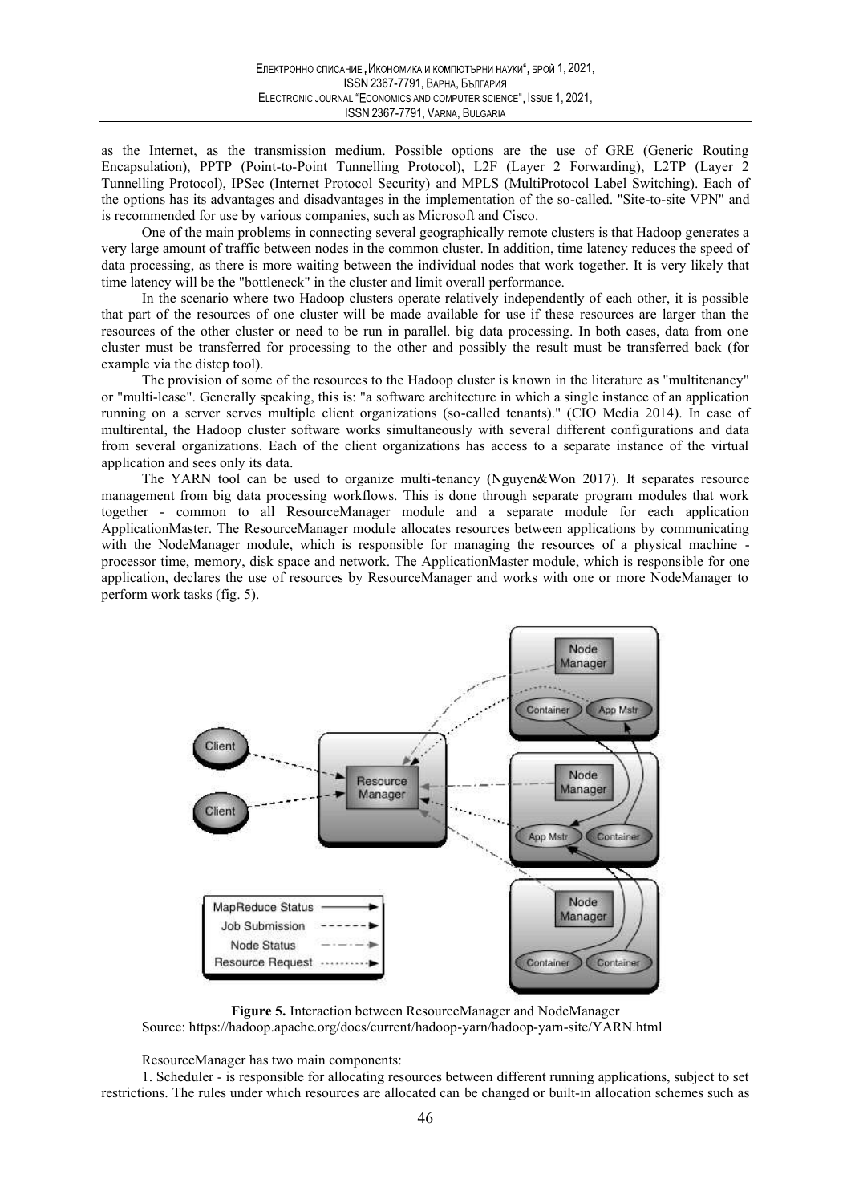as the Internet, as the transmission medium. Possible options are the use of GRE (Generic Routing Encapsulation), PPTP (Point-to-Point Tunnelling Protocol), L2F (Layer 2 Forwarding), L2TP (Layer 2 Tunnelling Protocol), IPSec (Internet Protocol Security) and MPLS (MultiProtocol Label Switching). Each of the options has its advantages and disadvantages in the implementation of the so-called. "Site-to-site VPN" and is recommended for use by various companies, such as Microsoft and Cisco.

One of the main problems in connecting several geographically remote clusters is that Hadoop generates a very large amount of traffic between nodes in the common cluster. In addition, time latency reduces the speed of data processing, as there is more waiting between the individual nodes that work together. It is very likely that time latency will be the "bottleneck" in the cluster and limit overall performance.

In the scenario where two Hadoop clusters operate relatively independently of each other, it is possible that part of the resources of one cluster will be made available for use if these resources are larger than the resources of the other cluster or need to be run in parallel. big data processing. In both cases, data from one cluster must be transferred for processing to the other and possibly the result must be transferred back (for example via the distcp tool).

The provision of some of the resources to the Hadoop cluster is known in the literature as "multitenancy" or "multi-lease". Generally speaking, this is: "a software architecture in which a single instance of an application running on a server serves multiple client organizations (so-called tenants)." (CIO Media 2014). In case of multirental, the Hadoop cluster software works simultaneously with several different configurations and data from several organizations. Each of the client organizations has access to a separate instance of the virtual application and sees only its data.

The YARN tool can be used to organize multi-tenancy (Nguyen&Won 2017). It separates resource management from big data processing workflows. This is done through separate program modules that work together - common to all ResourceManager module and a separate module for each application ApplicationMaster. The ResourceManager module allocates resources between applications by communicating with the NodeManager module, which is responsible for managing the resources of a physical machine - processor time, memory, disk space and network. The ApplicationMaster module, which is responsible for one application, declares the use of resources by ResourceManager and works with one or more NodeManager to perform work tasks (fig. 5).

Client
Client
Resource Manager
Node Manager
Container
App Mstr
Node Manager
App Mstr
Container
Node Manager
Container
Container
MapReduce Status
Job Submission
Node Status
Resource Request

**Figure 5.** Interaction between ResourceManager and NodeManager
Source: https://hadoop.apache.org/docs/current/hadoop-yarn/hadoop-yarn-site/YARN.html

ResourceManager has two main components:

1. Scheduler - is responsible for allocating resources between different running applications, subject to set restrictions. The rules under which resources are allocated can be changed or built-in allocation schemes such as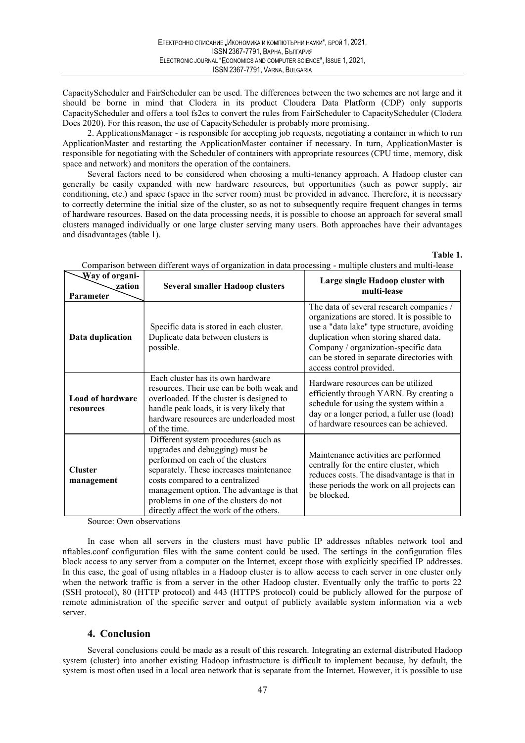CapacityScheduler and FairScheduler can be used. The differences between the two schemes are not large and it should be borne in mind that Clodera in its product Cloudera Data Platform (CDP) only supports CapacityScheduler and offers a tool fs2cs to convert the rules from FairScheduler to CapacityScheduler (Clodera Docs 2020). For this reason, the use of CapacityScheduler is probably more promising.

2. ApplicationsManager - is responsible for accepting job requests, negotiating a container in which to run ApplicationMaster and restarting the ApplicationMaster container if necessary. In turn, ApplicationMaster is responsible for negotiating with the Scheduler of containers with appropriate resources (CPU time, memory, disk space and network) and monitors the operation of the containers.

Several factors need to be considered when choosing a multi-tenancy approach. A Hadoop cluster can generally be easily expanded with new hardware resources, but opportunities (such as power supply, air conditioning, etc.) and space (space in the server room) must be provided in advance. Therefore, it is necessary to correctly determine the initial size of the cluster, so as not to subsequently require frequent changes in terms of hardware resources. Based on the data processing needs, it is possible to choose an approach for several small clusters managed individually or one large cluster serving many users. Both approaches have their advantages and disadvantages (table 1).

**Table 1.**

Comparison between different ways of organization in data processing - multiple clusters and multi-lease

| Way of organization / Parameter | Several smaller Hadoop clusters | Large single Hadoop cluster with multi-lease |
|---|---|---|
| **Data duplication** | Specific data is stored in each cluster. Duplicate data between clusters is possible. | The data of several research companies / organizations are stored. It is possible to use a "data lake" type structure, avoiding duplication when storing shared data. Company / organization-specific data can be stored in separate directories with access control provided. |
| **Load of hardware resources** | Each cluster has its own hardware resources. Their use can be both weak and overloaded. If the cluster is designed to handle peak loads, it is very likely that hardware resources are underloaded most of the time. | Hardware resources can be utilized efficiently through YARN. By creating a schedule for using the system within a day or a longer period, a fuller use (load) of hardware resources can be achieved. |
| **Cluster management** | Different system procedures (such as upgrades and debugging) must be performed on each of the clusters separately. These increases maintenance costs compared to a centralized management option. The advantage is that problems in one of the clusters do not directly affect the work of the others. | Maintenance activities are performed centrally for the entire cluster, which reduces costs. The disadvantage is that in these periods the work on all projects can be blocked. |

Source: Own observations

In case when all servers in the clusters must have public IP addresses nftables network tool and nftables.conf configuration files with the same content could be used. The settings in the configuration files block access to any server from a computer on the Internet, except those with explicitly specified IP addresses. In this case, the goal of using nftables in a Hadoop cluster is to allow access to each server in one cluster only when the network traffic is from a server in the other Hadoop cluster. Eventually only the traffic to ports 22 (SSH protocol), 80 (HTTP protocol) and 443 (HTTPS protocol) could be publicly allowed for the purpose of remote administration of the specific server and output of publicly available system information via a web server.

## 4. Conclusion

Several conclusions could be made as a result of this research. Integrating an external distributed Hadoop system (cluster) into another existing Hadoop infrastructure is difficult to implement because, by default, the system is most often used in a local area network that is separate from the Internet. However, it is possible to use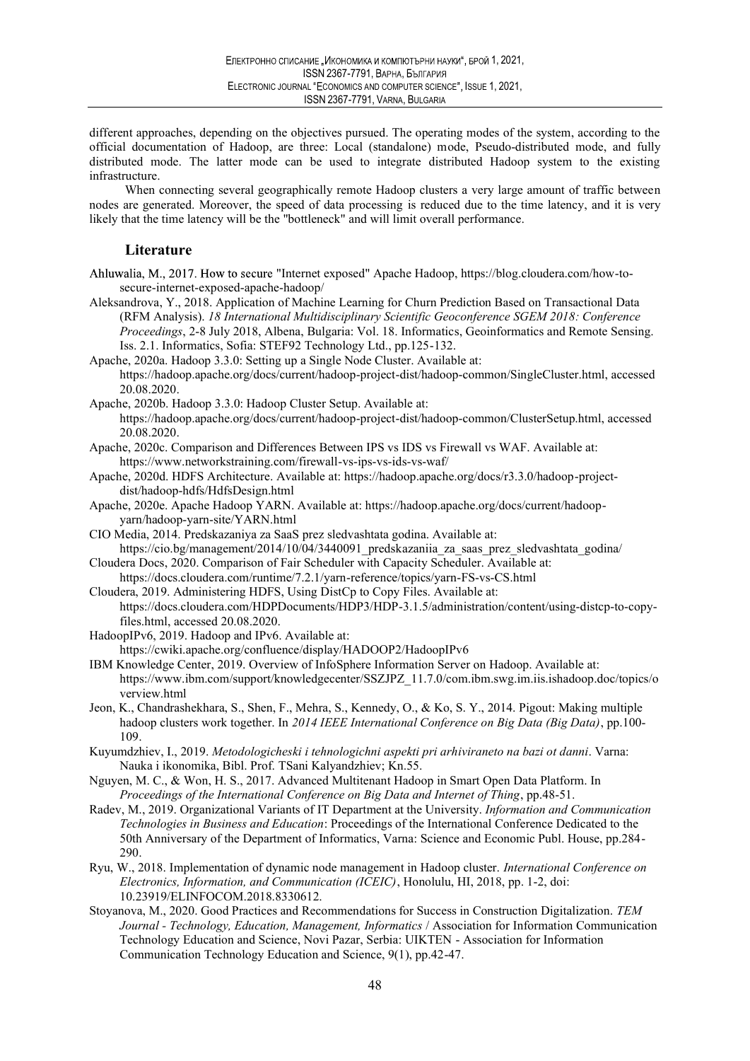different approaches, depending on the objectives pursued. The operating modes of the system, according to the official documentation of Hadoop, are three: Local (standalone) mode, Pseudo-distributed mode, and fully distributed mode. The latter mode can be used to integrate distributed Hadoop system to the existing infrastructure.

When connecting several geographically remote Hadoop clusters a very large amount of traffic between nodes are generated. Moreover, the speed of data processing is reduced due to the time latency, and it is very likely that the time latency will be the "bottleneck" and will limit overall performance.

## Literature

Ahluwalia, M., 2017. How to secure "Internet exposed" Apache Hadoop, https://blog.cloudera.com/how-to-secure-internet-exposed-apache-hadoop/

Aleksandrova, Y., 2018. Application of Machine Learning for Churn Prediction Based on Transactional Data (RFM Analysis). *18 International Multidisciplinary Scientific Geoconference SGEM 2018: Conference Proceedings*, 2-8 July 2018, Albena, Bulgaria: Vol. 18. Informatics, Geoinformatics and Remote Sensing. Iss. 2.1. Informatics, Sofia: STEF92 Technology Ltd., pp.125-132.

Apache, 2020a. Hadoop 3.3.0: Setting up a Single Node Cluster. Available at: https://hadoop.apache.org/docs/current/hadoop-project-dist/hadoop-common/SingleCluster.html, accessed 20.08.2020.

Apache, 2020b. Hadoop 3.3.0: Hadoop Cluster Setup. Available at: https://hadoop.apache.org/docs/current/hadoop-project-dist/hadoop-common/ClusterSetup.html, accessed 20.08.2020.

Apache, 2020c. Comparison and Differences Between IPS vs IDS vs Firewall vs WAF. Available at: https://www.networkstraining.com/firewall-vs-ips-vs-ids-vs-waf/

Apache, 2020d. HDFS Architecture. Available at: https://hadoop.apache.org/docs/r3.3.0/hadoop-project-dist/hadoop-hdfs/HdfsDesign.html

Apache, 2020e. Apache Hadoop YARN. Available at: https://hadoop.apache.org/docs/current/hadoop-yarn/hadoop-yarn-site/YARN.html

CIO Media, 2014. Predskazaniya za SaaS prez sledvashtata godina. Available at: https://cio.bg/management/2014/10/04/3440091_predskazaniia_za_saas_prez_sledvashtata_godina/

Cloudera Docs, 2020. Comparison of Fair Scheduler with Capacity Scheduler. Available at: https://docs.cloudera.com/runtime/7.2.1/yarn-reference/topics/yarn-FS-vs-CS.html

Cloudera, 2019. Administering HDFS, Using DistCp to Copy Files. Available at: https://docs.cloudera.com/HDPDocuments/HDP3/HDP-3.1.5/administration/content/using-distcp-to-copy-files.html, accessed 20.08.2020.

HadoopIPv6, 2019. Hadoop and IPv6. Available at: https://cwiki.apache.org/confluence/display/HADOOP2/HadoopIPv6

IBM Knowledge Center, 2019. Overview of InfoSphere Information Server on Hadoop. Available at: https://www.ibm.com/support/knowledgecenter/SSZJPZ_11.7.0/com.ibm.swg.im.iis.ishadoop.doc/topics/overview.html

Jeon, K., Chandrashekhara, S., Shen, F., Mehra, S., Kennedy, O., & Ko, S. Y., 2014. Pigout: Making multiple hadoop clusters work together. In *2014 IEEE International Conference on Big Data (Big Data)*, pp.100-109.

Kuyumdzhiev, I., 2019. *Metodologicheski i tehnologichni aspekti pri arhiviraneto na bazi ot danni*. Varna: Nauka i ikonomika, Bibl. Prof. TSani Kalyandzhiev; Kn.55.

Nguyen, M. C., & Won, H. S., 2017. Advanced Multitenant Hadoop in Smart Open Data Platform. In *Proceedings of the International Conference on Big Data and Internet of Thing*, pp.48-51.

Radev, M., 2019. Organizational Variants of IT Department at the University. *Information and Communication Technologies in Business and Education*: Proceedings of the International Conference Dedicated to the 50th Anniversary of the Department of Informatics, Varna: Science and Economic Publ. House, pp.284-290.

Ryu, W., 2018. Implementation of dynamic node management in Hadoop cluster. *International Conference on Electronics, Information, and Communication (ICEIC)*, Honolulu, HI, 2018, pp. 1-2, doi: 10.23919/ELINFOCOM.2018.8330612.

Stoyanova, M., 2020. Good Practices and Recommendations for Success in Construction Digitalization. *TEM Journal - Technology, Education, Management, Informatics* / Association for Information Communication Technology Education and Science, Novi Pazar, Serbia: UIKTEN - Association for Information Communication Technology Education and Science, 9(1), pp.42-47.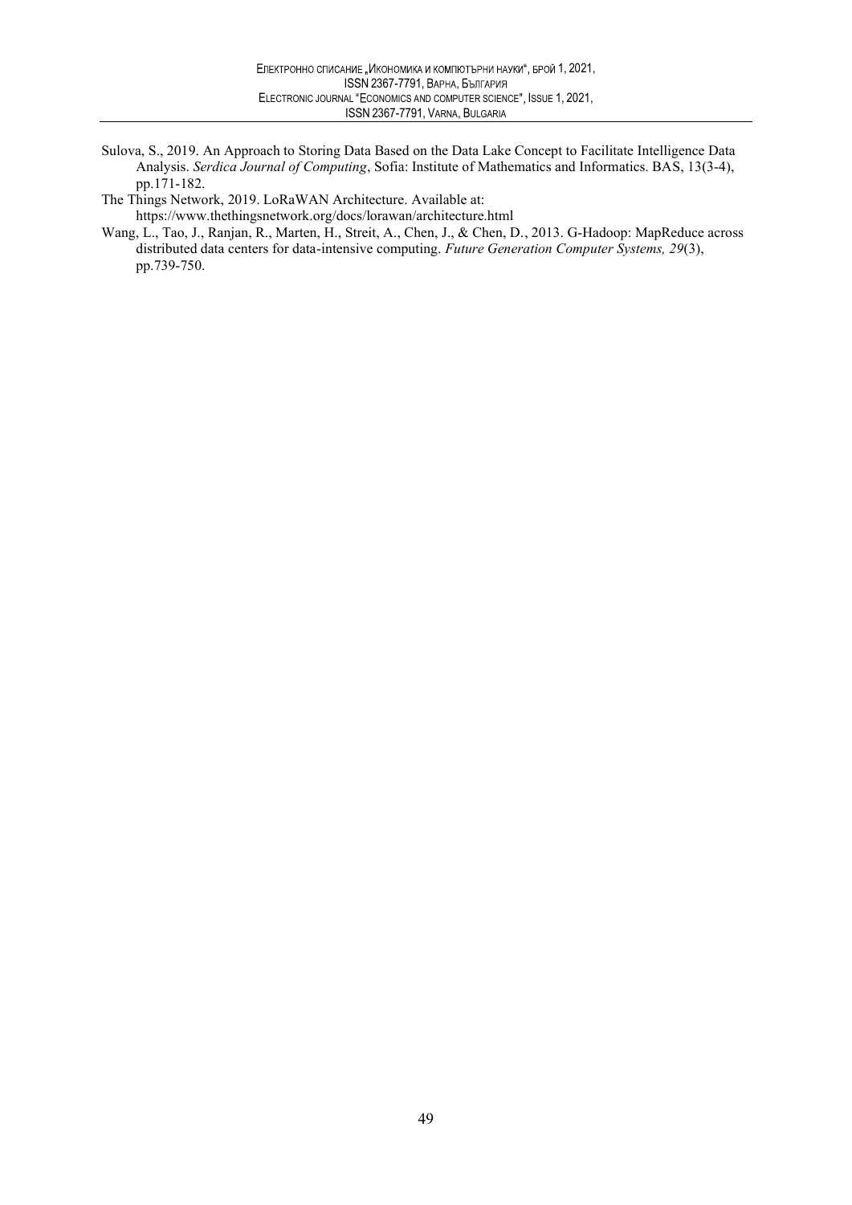Sulova, S., 2019. An Approach to Storing Data Based on the Data Lake Concept to Facilitate Intelligence Data Analysis. *Serdica Journal of Computing*, Sofia: Institute of Mathematics and Informatics. BAS, 13(3-4), pp.171-182.

The Things Network, 2019. LoRaWAN Architecture. Available at: https://www.thethingsnetwork.org/docs/lorawan/architecture.html

Wang, L., Tao, J., Ranjan, R., Marten, H., Streit, A., Chen, J., & Chen, D., 2013. G-Hadoop: MapReduce across distributed data centers for data-intensive computing. *Future Generation Computer Systems, 29*(3), pp.739-750.